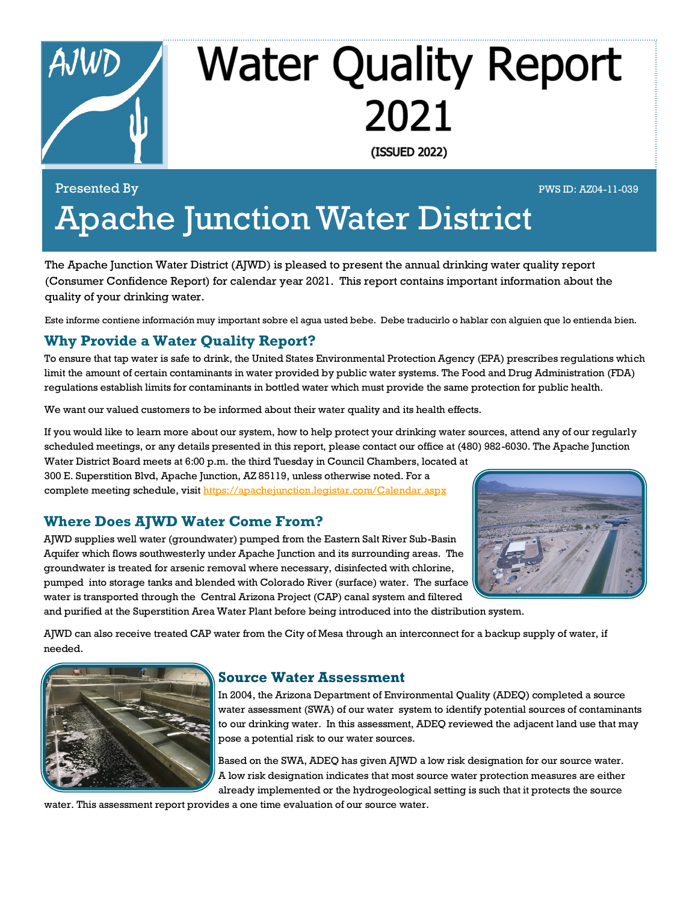# Water Quality Report 2021

(ISSUED 2022)

Presented By

PWS ID: AZ04-11-039

# Apache Junction Water District

The Apache Junction Water District (AJWD) is pleased to present the annual drinking water quality report (Consumer Confidence Report) for calendar year 2021. This report contains important information about the quality of your drinking water.

Este informe contiene información muy important sobre el agua usted bebe. Debe traducirlo o hablar con alguien que lo entienda bien.

## Why Provide a Water Quality Report?

To ensure that tap water is safe to drink, the United States Environmental Protection Agency (EPA) prescribes regulations which limit the amount of certain contaminants in water provided by public water systems. The Food and Drug Administration (FDA) regulations establish limits for contaminants in bottled water which must provide the same protection for public health.

We want our valued customers to be informed about their water quality and its health effects.

If you would like to learn more about our system, how to help protect your drinking water sources, attend any of our regularly scheduled meetings, or any details presented in this report, please contact our office at (480) 982-6030. The Apache Junction Water District Board meets at 6:00 p.m. the third Tuesday in Council Chambers, located at 300 E. Superstition Blvd, Apache Junction, AZ 85119, unless otherwise noted. For a complete meeting schedule, visit https://apachejunction.legistar.com/Calendar.aspx

## Where Does AJWD Water Come From?

AJWD supplies well water (groundwater) pumped from the Eastern Salt River Sub-Basin Aquifer which flows southwesterly under Apache Junction and its surrounding areas. The groundwater is treated for arsenic removal where necessary, disinfected with chlorine, pumped into storage tanks and blended with Colorado River (surface) water. The surface water is transported through the Central Arizona Project (CAP) canal system and filtered and purified at the Superstition Area Water Plant before being introduced into the distribution system.

AJWD can also receive treated CAP water from the City of Mesa through an interconnect for a backup supply of water, if needed.

## Source Water Assessment

In 2004, the Arizona Department of Environmental Quality (ADEQ) completed a source water assessment (SWA) of our water system to identify potential sources of contaminants to our drinking water. In this assessment, ADEQ reviewed the adjacent land use that may pose a potential risk to our water sources.

Based on the SWA, ADEQ has given AJWD a low risk designation for our source water. A low risk designation indicates that most source water protection measures are either already implemented or the hydrogeological setting is such that it protects the source water. This assessment report provides a one time evaluation of our source water.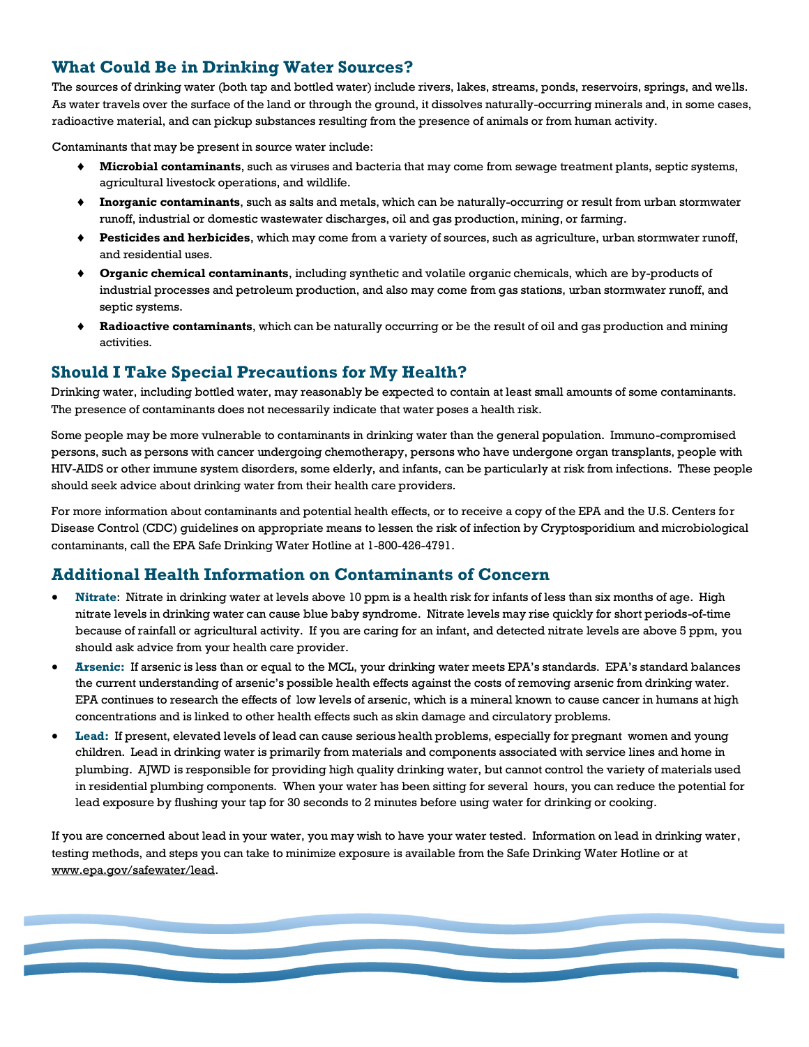## What Could Be in Drinking Water Sources?

The sources of drinking water (both tap and bottled water) include rivers, lakes, streams, ponds, reservoirs, springs, and wells. As water travels over the surface of the land or through the ground, it dissolves naturally-occurring minerals and, in some cases, radioactive material, and can pickup substances resulting from the presence of animals or from human activity.

Contaminants that may be present in source water include:

- **Microbial contaminants**, such as viruses and bacteria that may come from sewage treatment plants, septic systems, agricultural livestock operations, and wildlife.
- **Inorganic contaminants**, such as salts and metals, which can be naturally-occurring or result from urban stormwater runoff, industrial or domestic wastewater discharges, oil and gas production, mining, or farming.
- **Pesticides and herbicides**, which may come from a variety of sources, such as agriculture, urban stormwater runoff, and residential uses.
- **Organic chemical contaminants**, including synthetic and volatile organic chemicals, which are by-products of industrial processes and petroleum production, and also may come from gas stations, urban stormwater runoff, and septic systems.
- **Radioactive contaminants**, which can be naturally occurring or be the result of oil and gas production and mining activities.

## Should I Take Special Precautions for My Health?

Drinking water, including bottled water, may reasonably be expected to contain at least small amounts of some contaminants. The presence of contaminants does not necessarily indicate that water poses a health risk.

Some people may be more vulnerable to contaminants in drinking water than the general population. Immuno-compromised persons, such as persons with cancer undergoing chemotherapy, persons who have undergone organ transplants, people with HIV-AIDS or other immune system disorders, some elderly, and infants, can be particularly at risk from infections. These people should seek advice about drinking water from their health care providers.

For more information about contaminants and potential health effects, or to receive a copy of the EPA and the U.S. Centers for Disease Control (CDC) guidelines on appropriate means to lessen the risk of infection by Cryptosporidium and microbiological contaminants, call the EPA Safe Drinking Water Hotline at 1-800-426-4791.

## Additional Health Information on Contaminants of Concern

- **Nitrate**: Nitrate in drinking water at levels above 10 ppm is a health risk for infants of less than six months of age. High nitrate levels in drinking water can cause blue baby syndrome. Nitrate levels may rise quickly for short periods-of-time because of rainfall or agricultural activity. If you are caring for an infant, and detected nitrate levels are above 5 ppm, you should ask advice from your health care provider.
- **Arsenic:** If arsenic is less than or equal to the MCL, your drinking water meets EPA's standards. EPA's standard balances the current understanding of arsenic's possible health effects against the costs of removing arsenic from drinking water. EPA continues to research the effects of low levels of arsenic, which is a mineral known to cause cancer in humans at high concentrations and is linked to other health effects such as skin damage and circulatory problems.
- **Lead:** If present, elevated levels of lead can cause serious health problems, especially for pregnant women and young children. Lead in drinking water is primarily from materials and components associated with service lines and home in plumbing. AJWD is responsible for providing high quality drinking water, but cannot control the variety of materials used in residential plumbing components. When your water has been sitting for several hours, you can reduce the potential for lead exposure by flushing your tap for 30 seconds to 2 minutes before using water for drinking or cooking.

If you are concerned about lead in your water, you may wish to have your water tested. Information on lead in drinking water, testing methods, and steps you can take to minimize exposure is available from the Safe Drinking Water Hotline or at www.epa.gov/safewater/lead.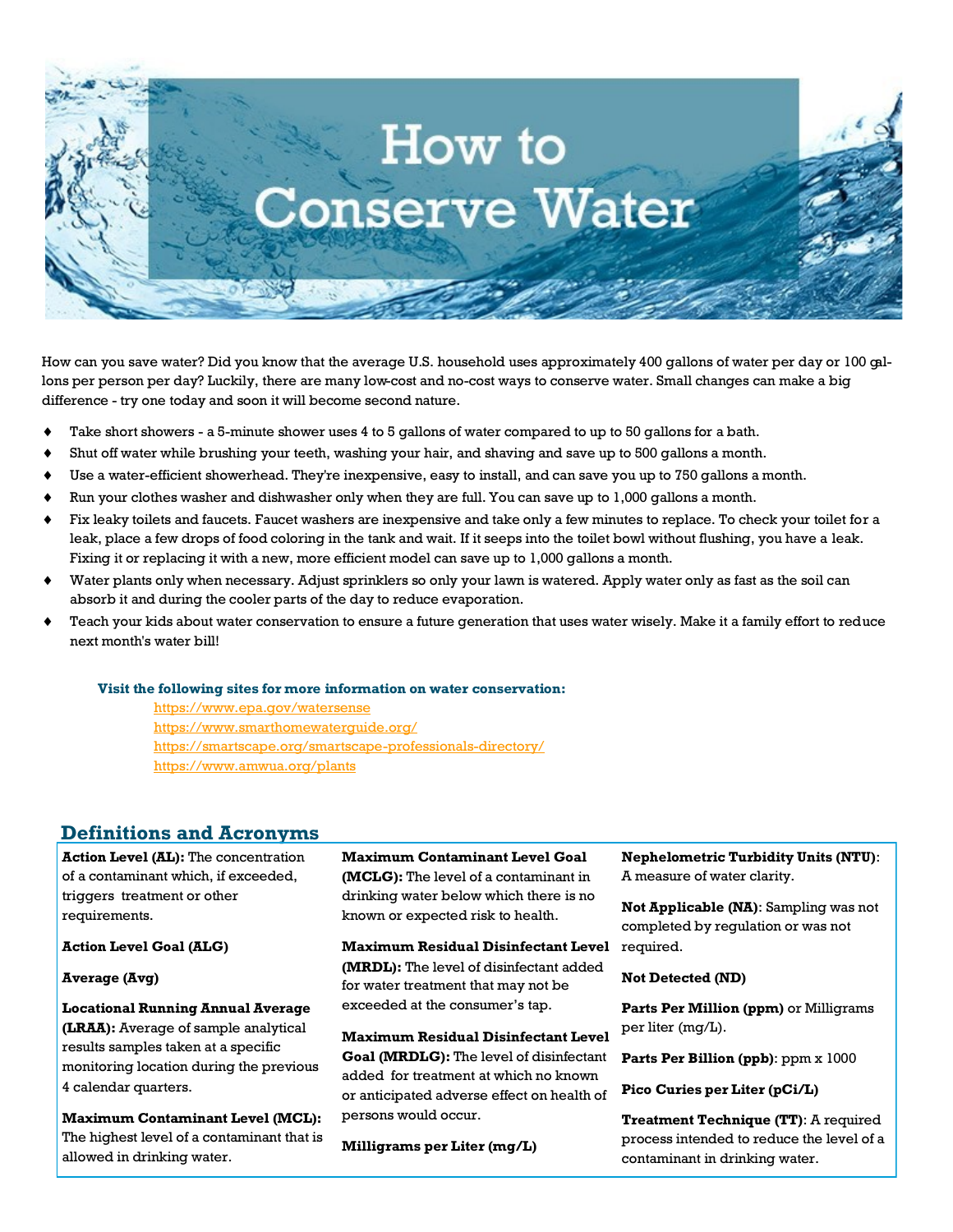# How to Conserve Water

How can you save water? Did you know that the average U.S. household uses approximately 400 gallons of water per day or 100 gallons per person per day? Luckily, there are many low-cost and no-cost ways to conserve water. Small changes can make a big difference - try one today and soon it will become second nature.

- Take short showers - a 5-minute shower uses 4 to 5 gallons of water compared to up to 50 gallons for a bath.
- Shut off water while brushing your teeth, washing your hair, and shaving and save up to 500 gallons a month.
- Use a water-efficient showerhead. They're inexpensive, easy to install, and can save you up to 750 gallons a month.
- Run your clothes washer and dishwasher only when they are full. You can save up to 1,000 gallons a month.
- Fix leaky toilets and faucets. Faucet washers are inexpensive and take only a few minutes to replace. To check your toilet for a leak, place a few drops of food coloring in the tank and wait. If it seeps into the toilet bowl without flushing, you have a leak. Fixing it or replacing it with a new, more efficient model can save up to 1,000 gallons a month.
- Water plants only when necessary. Adjust sprinklers so only your lawn is watered. Apply water only as fast as the soil can absorb it and during the cooler parts of the day to reduce evaporation.
- Teach your kids about water conservation to ensure a future generation that uses water wisely. Make it a family effort to reduce next month's water bill!

**Visit the following sites for more information on water conservation:**

https://www.epa.gov/watersense
https://www.smarthomewaterguide.org/
https://smartscape.org/smartscape-professionals-directory/
https://www.amwua.org/plants

## Definitions and Acronyms

**Action Level (AL):** The concentration of a contaminant which, if exceeded, triggers treatment or other requirements.

**Action Level Goal (ALG)**

**Average (Avg)**

**Locational Running Annual Average (LRAA):** Average of sample analytical results samples taken at a specific monitoring location during the previous 4 calendar quarters.

**Maximum Contaminant Level (MCL):** The highest level of a contaminant that is allowed in drinking water.

**Maximum Contaminant Level Goal (MCLG):** The level of a contaminant in drinking water below which there is no known or expected risk to health.

**Maximum Residual Disinfectant Level (MRDL):** The level of disinfectant added for water treatment that may not be exceeded at the consumer's tap.

**Maximum Residual Disinfectant Level Goal (MRDLG):** The level of disinfectant added for treatment at which no known or anticipated adverse effect on health of persons would occur.

**Milligrams per Liter (mg/L)**

**Nephelometric Turbidity Units (NTU)**: A measure of water clarity.

**Not Applicable (NA)**: Sampling was not completed by regulation or was not required.

**Not Detected (ND)**

**Parts Per Million (ppm)** or Milligrams per liter (mg/L).

**Parts Per Billion (ppb)**: ppm x 1000

**Pico Curies per Liter (pCi/L)**

**Treatment Technique (TT)**: A required process intended to reduce the level of a contaminant in drinking water.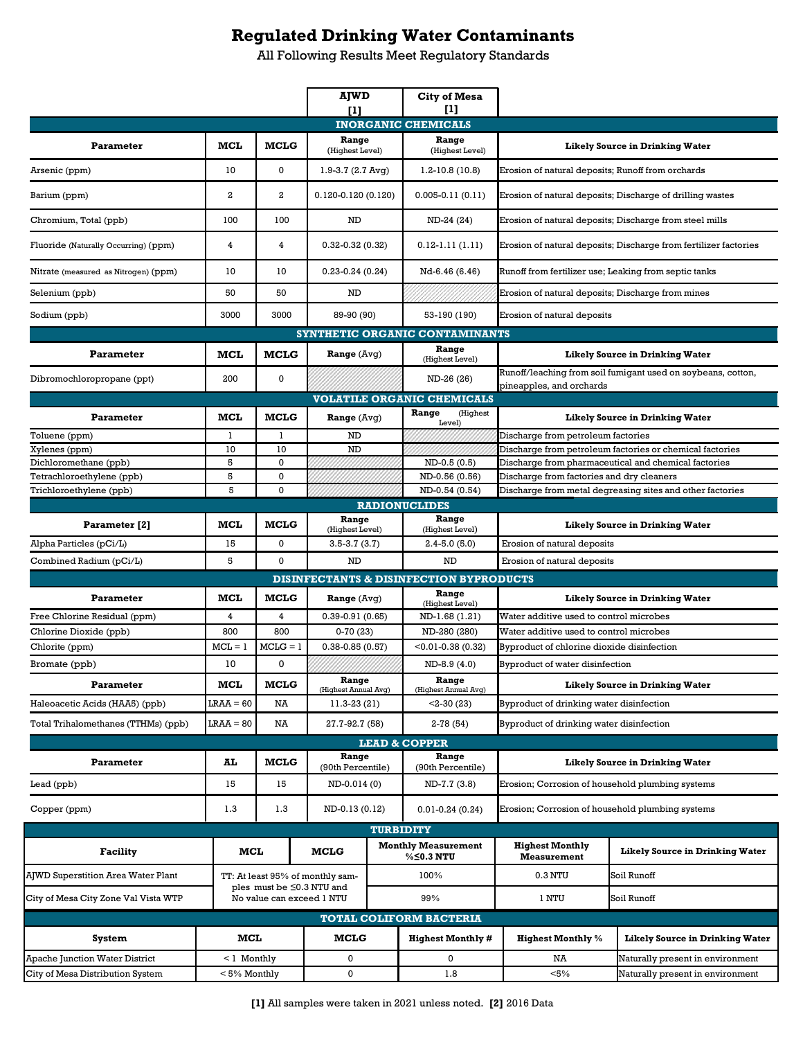# Regulated Drinking Water Contaminants

All Following Results Meet Regulatory Standards

| | | | AJWD [1] | City of Mesa [1] | |
|---|---|---|---|---|---|
| **INORGANIC CHEMICALS** | | | | | |
| **Parameter** | **MCL** | **MCLG** | **Range** (Highest Level) | **Range** (Highest Level) | **Likely Source in Drinking Water** |
| Arsenic (ppm) | 10 | 0 | 1.9-3.7 (2.7 Avg) | 1.2-10.8 (10.8) | Erosion of natural deposits; Runoff from orchards |
| Barium (ppm) | 2 | 2 | 0.120-0.120 (0.120) | 0.005-0.11 (0.11) | Erosion of natural deposits; Discharge of drilling wastes |
| Chromium, Total (ppb) | 100 | 100 | ND | ND-24 (24) | Erosion of natural deposits; Discharge from steel mills |
| Fluoride (Naturally Occurring) (ppm) | 4 | 4 | 0.32-0.32 (0.32) | 0.12-1.11 (1.11) | Erosion of natural deposits; Discharge from fertilizer factories |
| Nitrate (measured as Nitrogen) (ppm) | 10 | 10 | 0.23-0.24 (0.24) | Nd-6.46 (6.46) | Runoff from fertilizer use; Leaking from septic tanks |
| Selenium (ppb) | 50 | 50 | ND | | Erosion of natural deposits; Discharge from mines |
| Sodium (ppb) | 3000 | 3000 | 89-90 (90) | 53-190 (190) | Erosion of natural deposits |
| **SYNTHETIC ORGANIC CONTAMINANTS** | | | | | |
| **Parameter** | **MCL** | **MCLG** | **Range** (Avg) | **Range** (Highest Level) | **Likely Source in Drinking Water** |
| Dibromochloropropane (ppt) | 200 | 0 | | ND-26 (26) | Runoff/leaching from soil fumigant used on soybeans, cotton, pineapples, and orchards |
| **VOLATILE ORGANIC CHEMICALS** | | | | | |
| **Parameter** | **MCL** | **MCLG** | **Range** (Avg) | **Range** (Highest Level) | **Likely Source in Drinking Water** |
| Toluene (ppm) | 1 | 1 | ND | | Discharge from petroleum factories |
| Xylenes (ppm) | 10 | 10 | ND | | Discharge from petroleum factories or chemical factories |
| Dichloromethane (ppb) | 5 | 0 | | ND-0.5 (0.5) | Discharge from pharmaceutical and chemical factories |
| Tetrachloroethylene (ppb) | 5 | 0 | | ND-0.56 (0.56) | Discharge from factories and dry cleaners |
| Trichloroethylene (ppb) | 5 | 0 | | ND-0.54 (0.54) | Discharge from metal degreasing sites and other factories |
| **RADIONUCLIDES** | | | | | |
| **Parameter [2]** | **MCL** | **MCLG** | **Range** (Highest Level) | **Range** (Highest Level) | **Likely Source in Drinking Water** |
| Alpha Particles (pCi/L) | 15 | 0 | 3.5-3.7 (3.7) | 2.4-5.0 (5.0) | Erosion of natural deposits |
| Combined Radium (pCi/L) | 5 | 0 | ND | ND | Erosion of natural deposits |
| **DISINFECTANTS & DISINFECTION BYPRODUCTS** | | | | | |
| **Parameter** | **MCL** | **MCLG** | **Range** (Avg) | **Range** (Highest Level) | **Likely Source in Drinking Water** |
| Free Chlorine Residual (ppm) | 4 | 4 | 0.39-0.91 (0.65) | ND-1.68 (1.21) | Water additive used to control microbes |
| Chlorine Dioxide (ppb) | 800 | 800 | 0-70 (23) | ND-280 (280) | Water additive used to control microbes |
| Chlorite (ppm) | MCL = 1 | MCLG = 1 | 0.38-0.85 (0.57) | <0.01-0.38 (0.32) | Byproduct of chlorine dioxide disinfection |
| Bromate (ppb) | 10 | 0 | | ND-8.9 (4.0) | Byproduct of water disinfection |
| **Parameter** | **MCL** | **MCLG** | **Range** (Highest Annual Avg) | **Range** (Highest Annual Avg) | **Likely Source in Drinking Water** |
| Haleoacetic Acids (HAA5) (ppb) | LRAA = 60 | NA | 11.3-23 (21) | <2-30 (23) | Byproduct of drinking water disinfection |
| Total Trihalomethanes (TTHMs) (ppb) | LRAA = 80 | NA | 27.7-92.7 (58) | 2-78 (54) | Byproduct of drinking water disinfection |
| **LEAD & COPPER** | | | | | |
| **Parameter** | **AL** | **MCLG** | **Range** (90th Percentile) | **Range** (90th Percentile) | **Likely Source in Drinking Water** |
| Lead (ppb) | 15 | 15 | ND-0.014 (0) | ND-7.7 (3.8) | Erosion; Corrosion of household plumbing systems |
| Copper (ppm) | 1.3 | 1.3 | ND-0.13 (0.12) | 0.01-0.24 (0.24) | Erosion; Corrosion of household plumbing systems |

**TURBIDITY**

| Facility | MCL | MCLG | Monthly Measurement %≤0.3 NTU | Highest Monthly Measurement | Likely Source in Drinking Water |
|---|---|---|---|---|---|
| AJWD Superstition Area Water Plant | TT: At least 95% of monthly samples must be ≤0.3 NTU and No value can exceed 1 NTU | | 100% | 0.3 NTU | Soil Runoff |
| City of Mesa City Zone Val Vista WTP | | | 99% | 1 NTU | Soil Runoff |

**TOTAL COLIFORM BACTERIA**

| System | MCL | MCLG | Highest Monthly # | Highest Monthly % | Likely Source in Drinking Water |
|---|---|---|---|---|---|
| Apache Junction Water District | < 1 Monthly | 0 | 0 | NA | Naturally present in environment |
| City of Mesa Distribution System | < 5% Monthly | 0 | 1.8 | <5% | Naturally present in environment |

**[1]** All samples were taken in 2021 unless noted. **[2]** 2016 Data